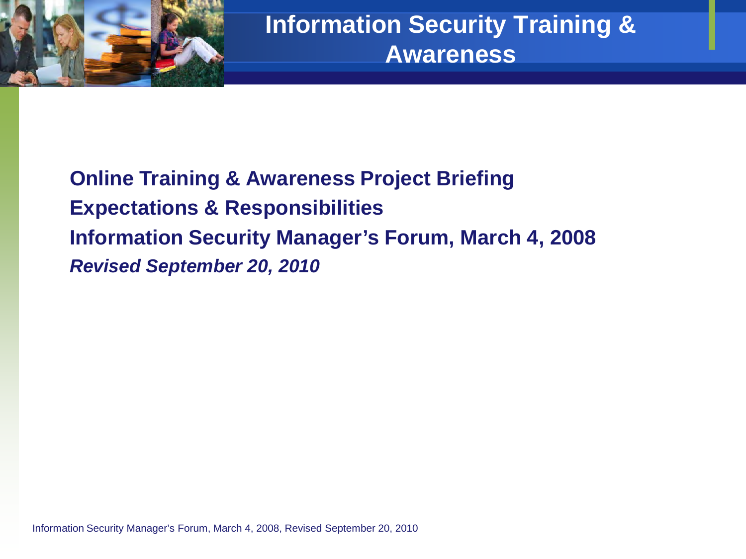# Information Security Training & Awareness

**Online Training & Awareness Project Briefing**

**Expectations & Responsibilities**

**Information Security Manager's Forum, March 4, 2008**

***Revised September 20, 2010***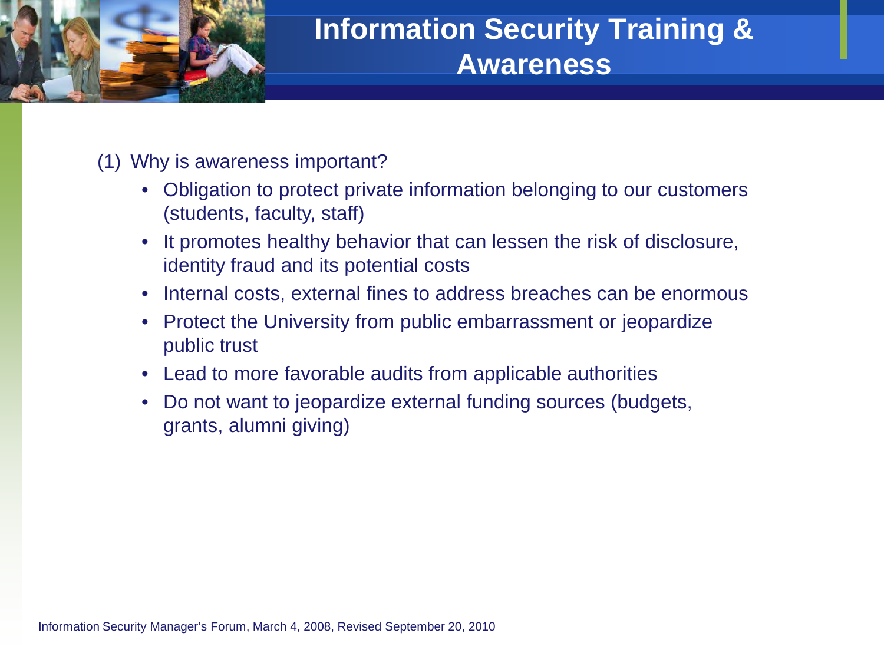# Information Security Training & Awareness

(1) Why is awareness important?

- Obligation to protect private information belonging to our customers (students, faculty, staff)
- It promotes healthy behavior that can lessen the risk of disclosure, identity fraud and its potential costs
- Internal costs, external fines to address breaches can be enormous
- Protect the University from public embarrassment or jeopardize public trust
- Lead to more favorable audits from applicable authorities
- Do not want to jeopardize external funding sources (budgets, grants, alumni giving)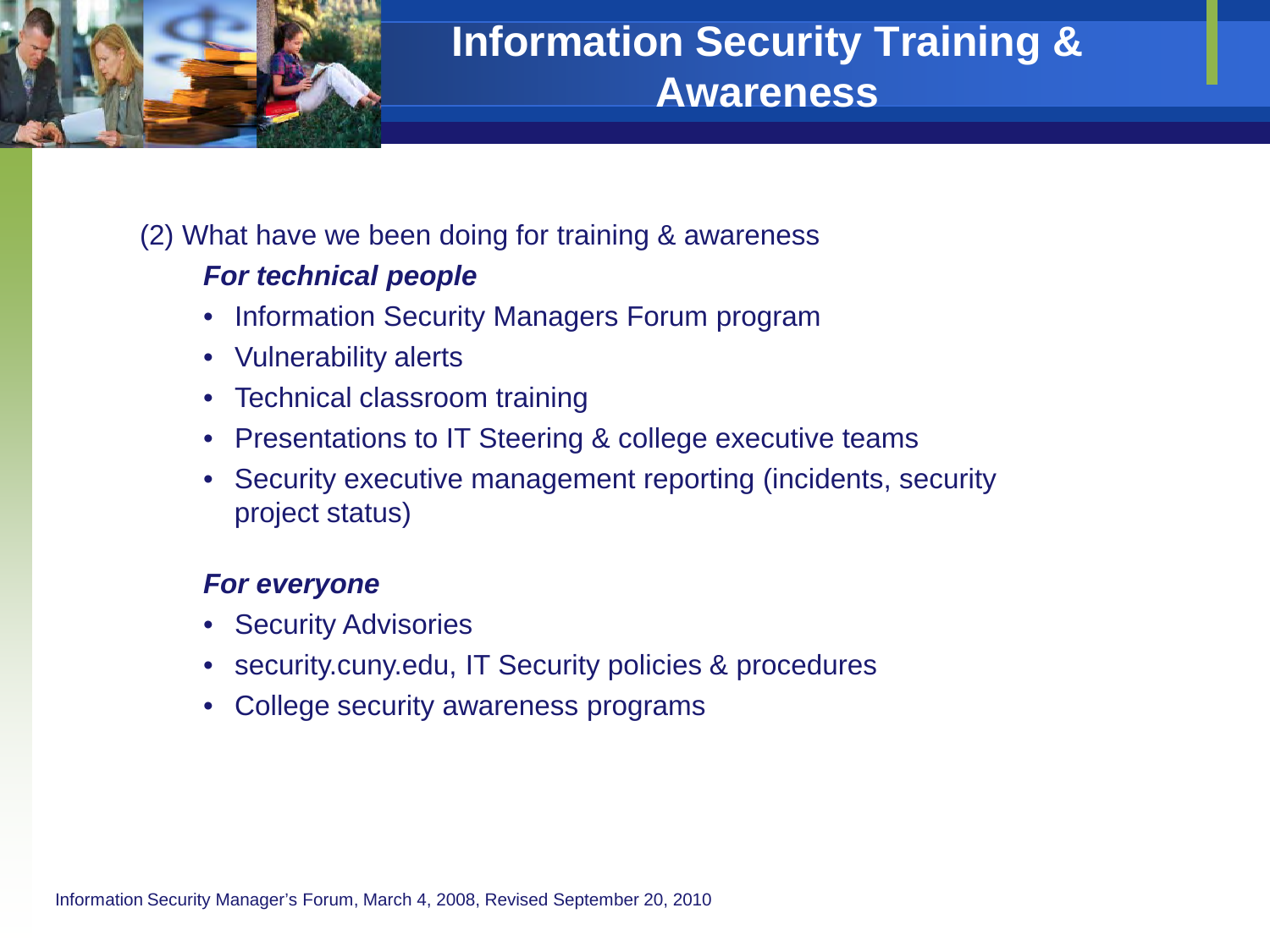# Information Security Training & Awareness

(2) What have we been doing for training & awareness

***For technical people***

- Information Security Managers Forum program
- Vulnerability alerts
- Technical classroom training
- Presentations to IT Steering & college executive teams
- Security executive management reporting (incidents, security project status)

***For everyone***

- Security Advisories
- security.cuny.edu, IT Security policies & procedures
- College security awareness programs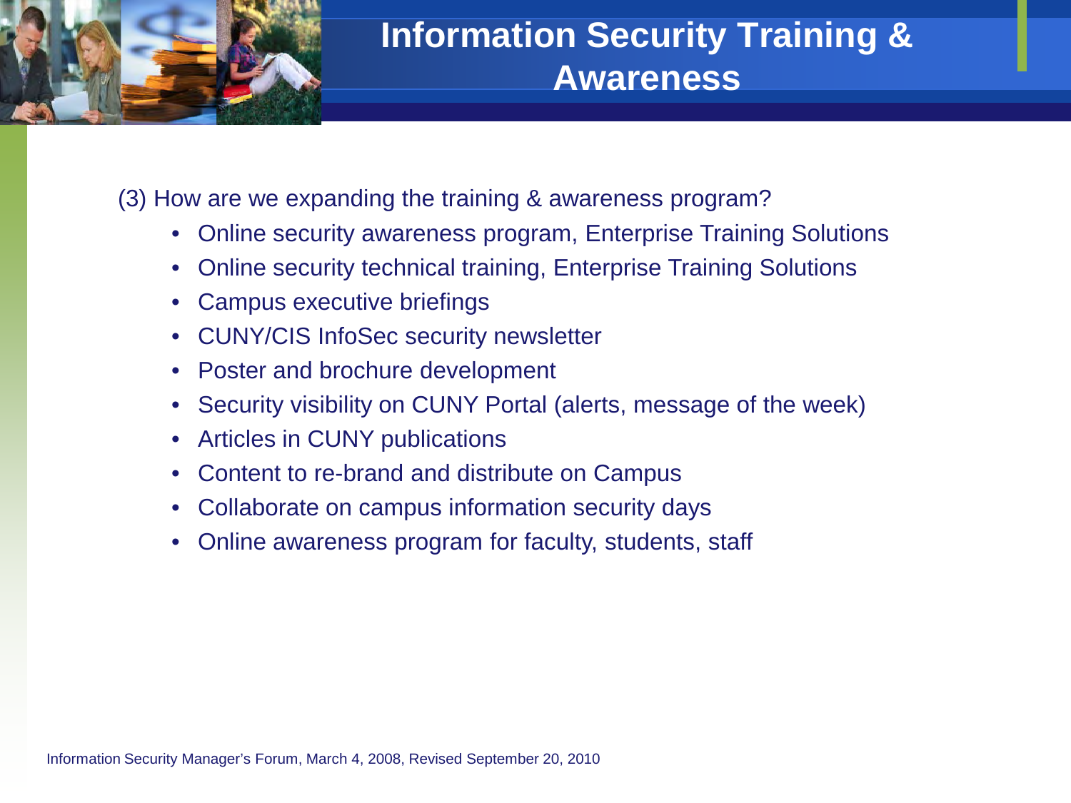# Information Security Training & Awareness

(3) How are we expanding the training & awareness program?

- Online security awareness program, Enterprise Training Solutions
- Online security technical training, Enterprise Training Solutions
- Campus executive briefings
- CUNY/CIS InfoSec security newsletter
- Poster and brochure development
- Security visibility on CUNY Portal (alerts, message of the week)
- Articles in CUNY publications
- Content to re-brand and distribute on Campus
- Collaborate on campus information security days
- Online awareness program for faculty, students, staff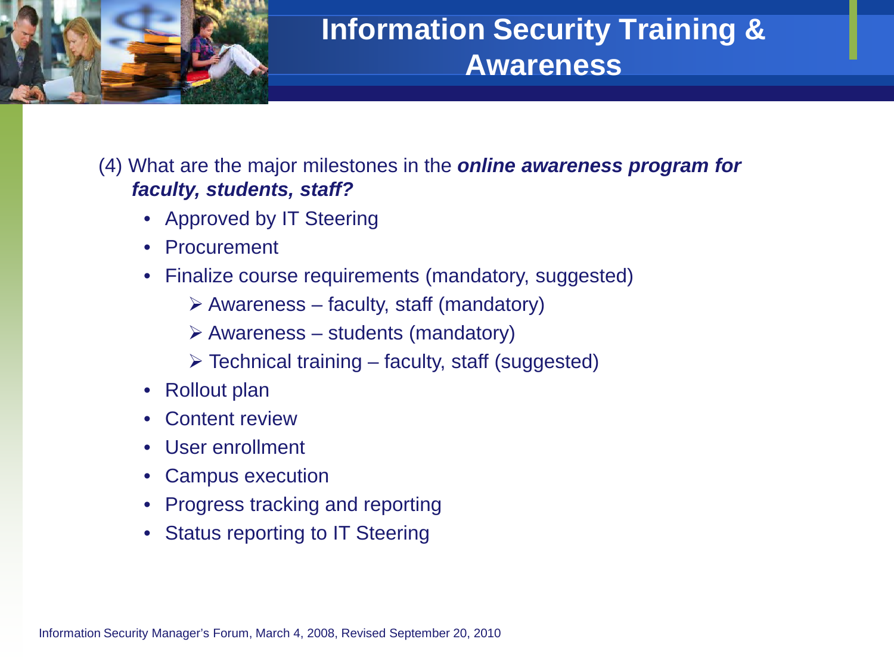# Information Security Training & Awareness

(4) What are the major milestones in the ***online awareness program for faculty, students, staff?***

- Approved by IT Steering
- Procurement
- Finalize course requirements (mandatory, suggested)
  - Awareness – faculty, staff (mandatory)
  - Awareness – students (mandatory)
  - Technical training – faculty, staff (suggested)
- Rollout plan
- Content review
- User enrollment
- Campus execution
- Progress tracking and reporting
- Status reporting to IT Steering

Information Security Manager's Forum, March 4, 2008, Revised September 20, 2010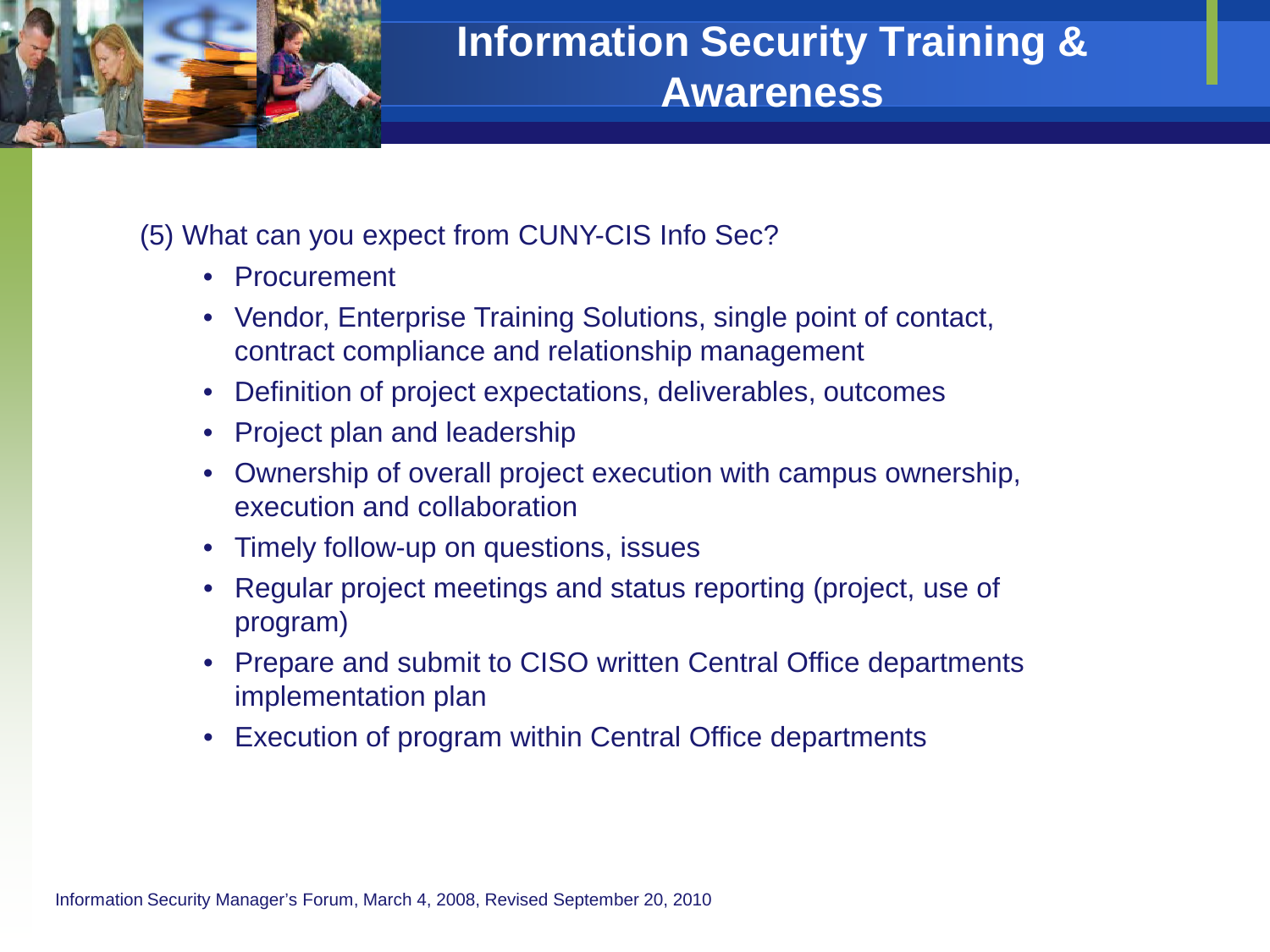# Information Security Training & Awareness

(5) What can you expect from CUNY-CIS Info Sec?

- Procurement
- Vendor, Enterprise Training Solutions, single point of contact, contract compliance and relationship management
- Definition of project expectations, deliverables, outcomes
- Project plan and leadership
- Ownership of overall project execution with campus ownership, execution and collaboration
- Timely follow-up on questions, issues
- Regular project meetings and status reporting (project, use of program)
- Prepare and submit to CISO written Central Office departments implementation plan
- Execution of program within Central Office departments

Information Security Manager's Forum, March 4, 2008, Revised September 20, 2010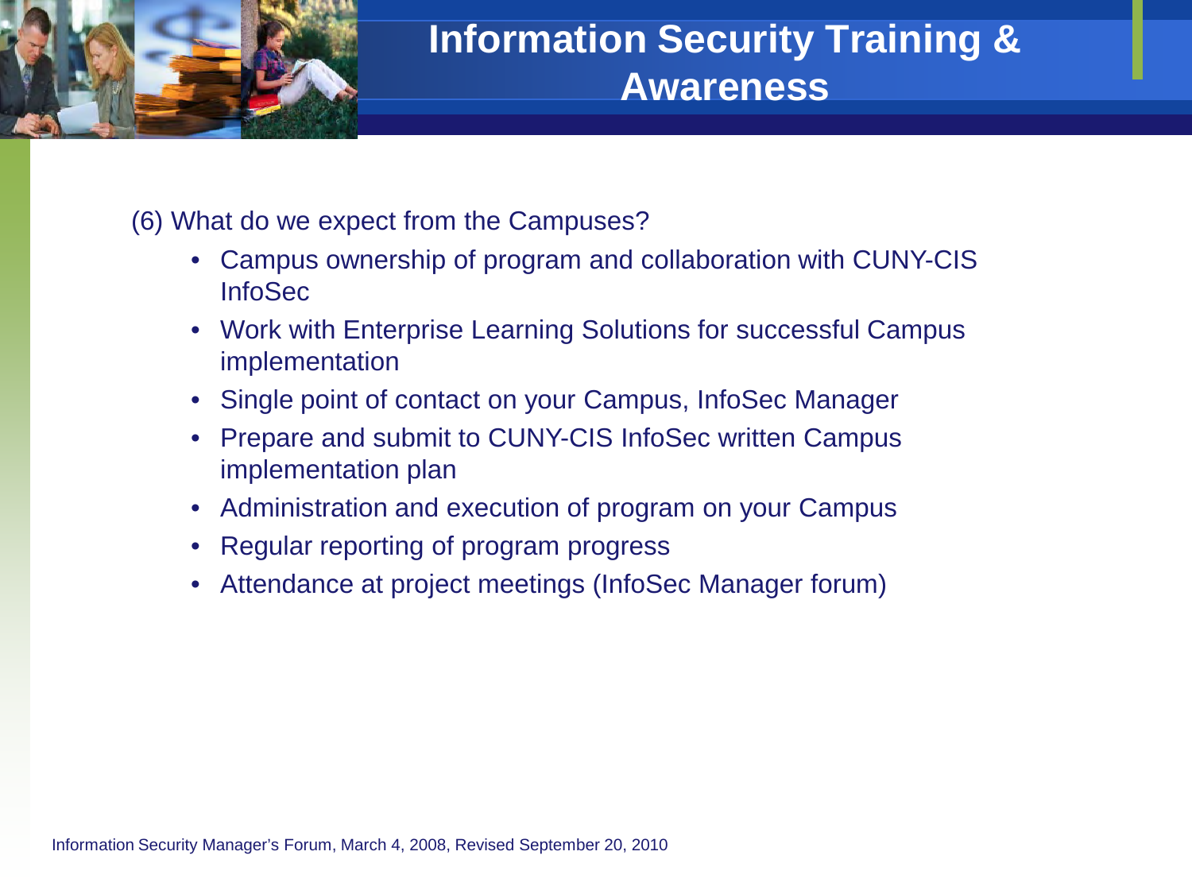# Information Security Training & Awareness

(6) What do we expect from the Campuses?

- Campus ownership of program and collaboration with CUNY-CIS InfoSec
- Work with Enterprise Learning Solutions for successful Campus implementation
- Single point of contact on your Campus, InfoSec Manager
- Prepare and submit to CUNY-CIS InfoSec written Campus implementation plan
- Administration and execution of program on your Campus
- Regular reporting of program progress
- Attendance at project meetings (InfoSec Manager forum)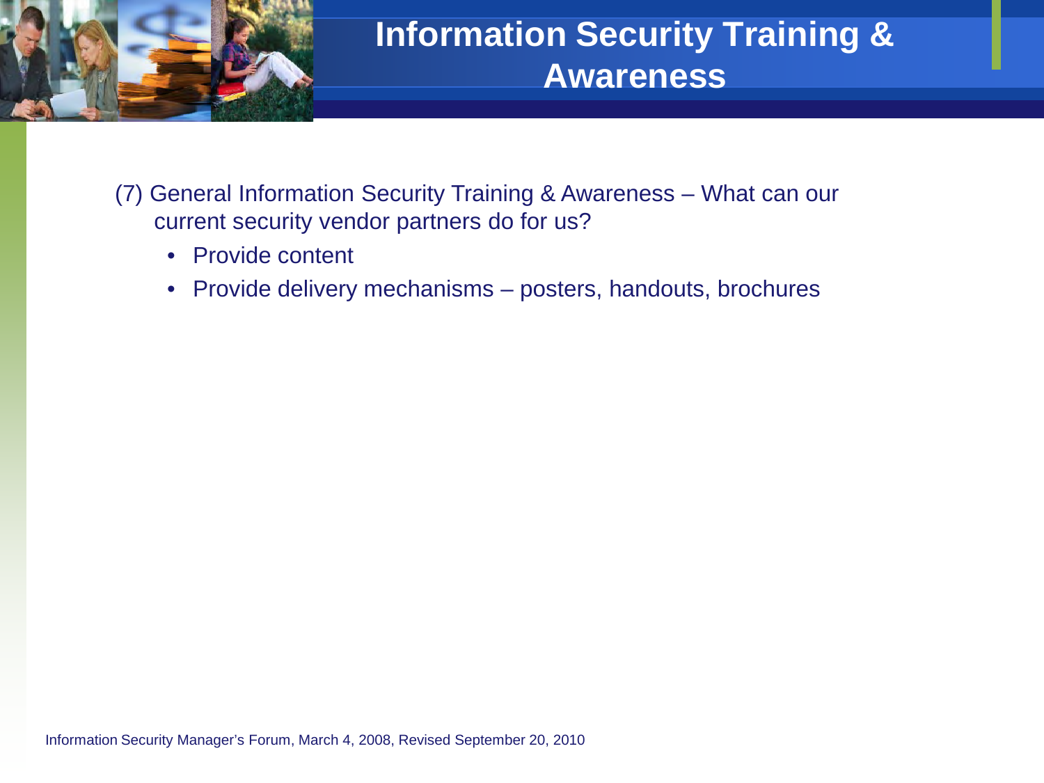# Information Security Training & Awareness

(7) General Information Security Training & Awareness – What can our current security vendor partners do for us?

- Provide content
- Provide delivery mechanisms – posters, handouts, brochures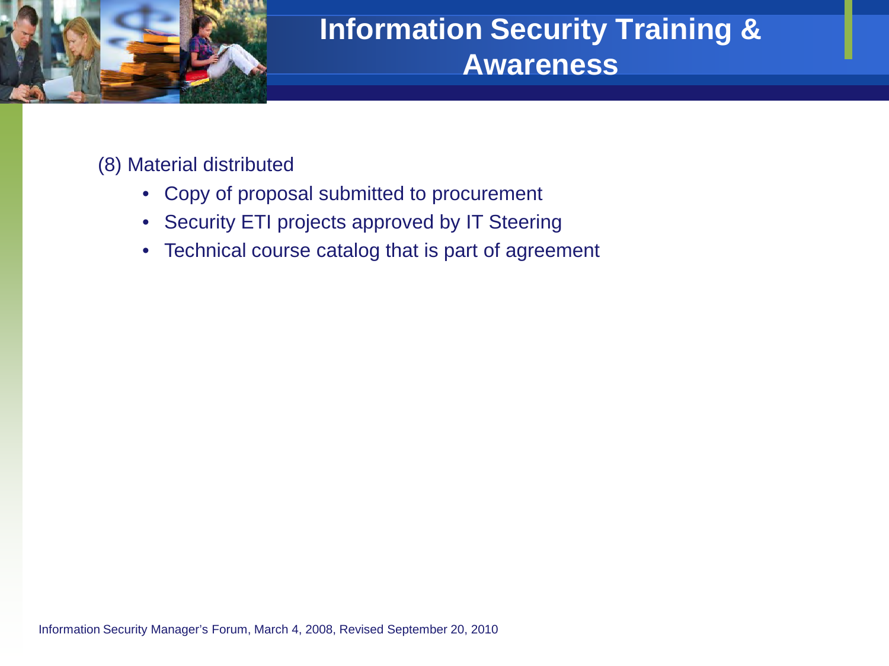# Information Security Training & Awareness

(8) Material distributed

- Copy of proposal submitted to procurement
- Security ETI projects approved by IT Steering
- Technical course catalog that is part of agreement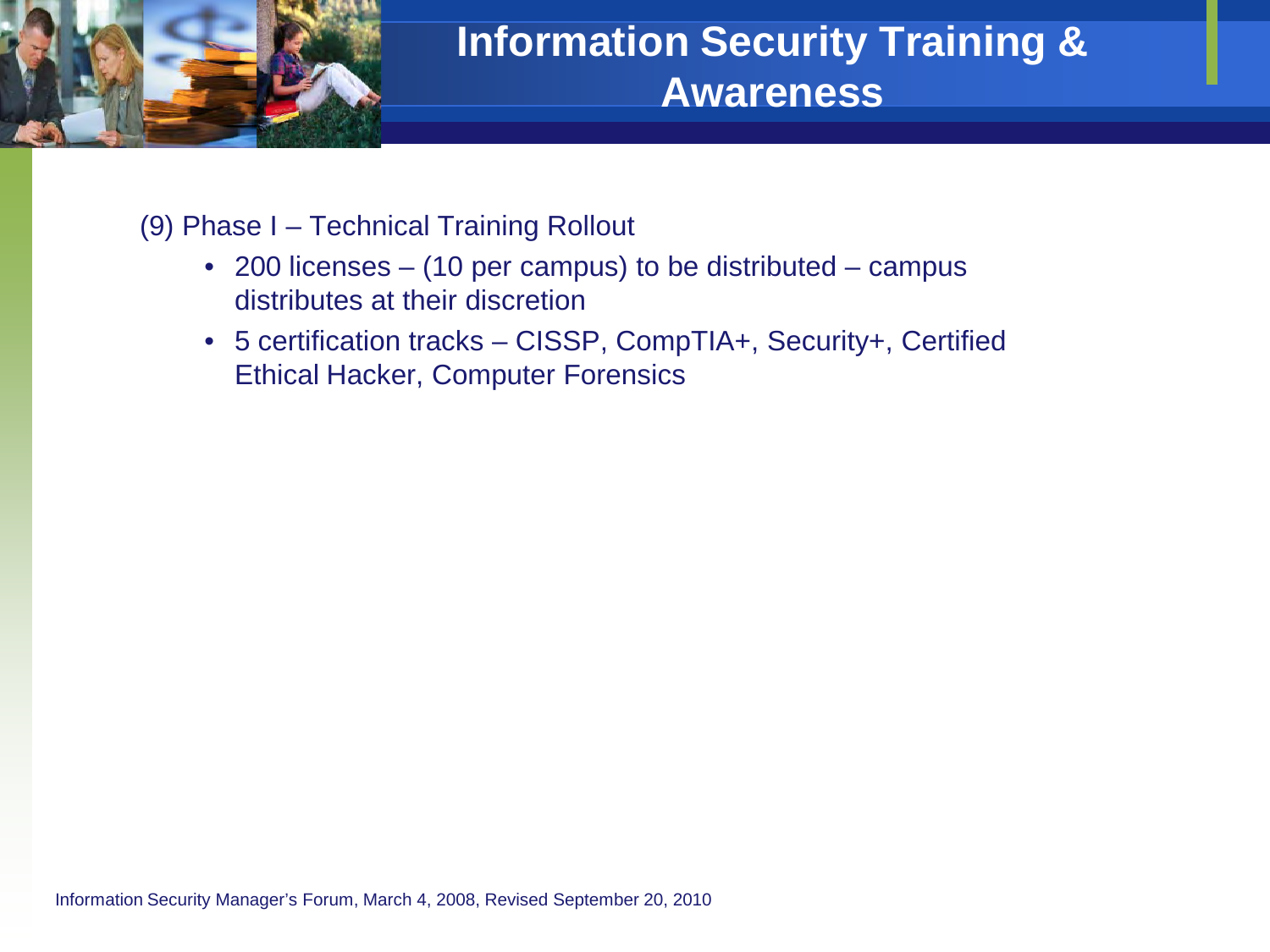# Information Security Training & Awareness

(9) Phase I – Technical Training Rollout

- 200 licenses – (10 per campus) to be distributed – campus distributes at their discretion
- 5 certification tracks – CISSP, CompTIA+, Security+, Certified Ethical Hacker, Computer Forensics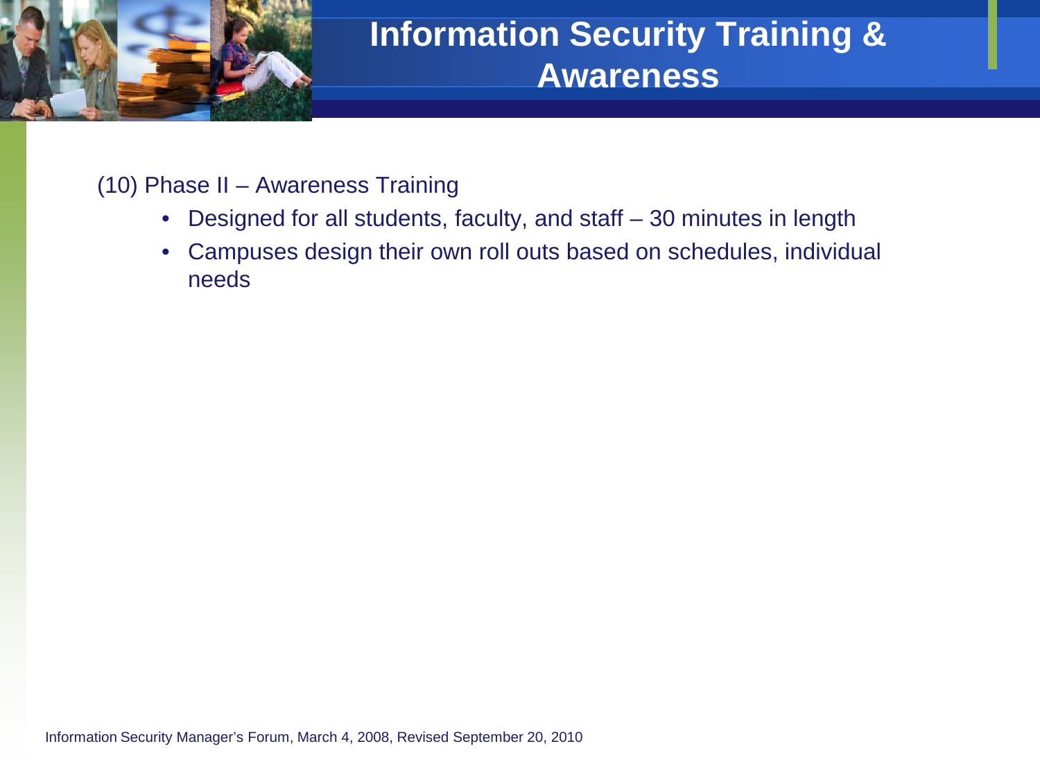# Information Security Training & Awareness

(10) Phase II – Awareness Training

- Designed for all students, faculty, and staff – 30 minutes in length
- Campuses design their own roll outs based on schedules, individual needs